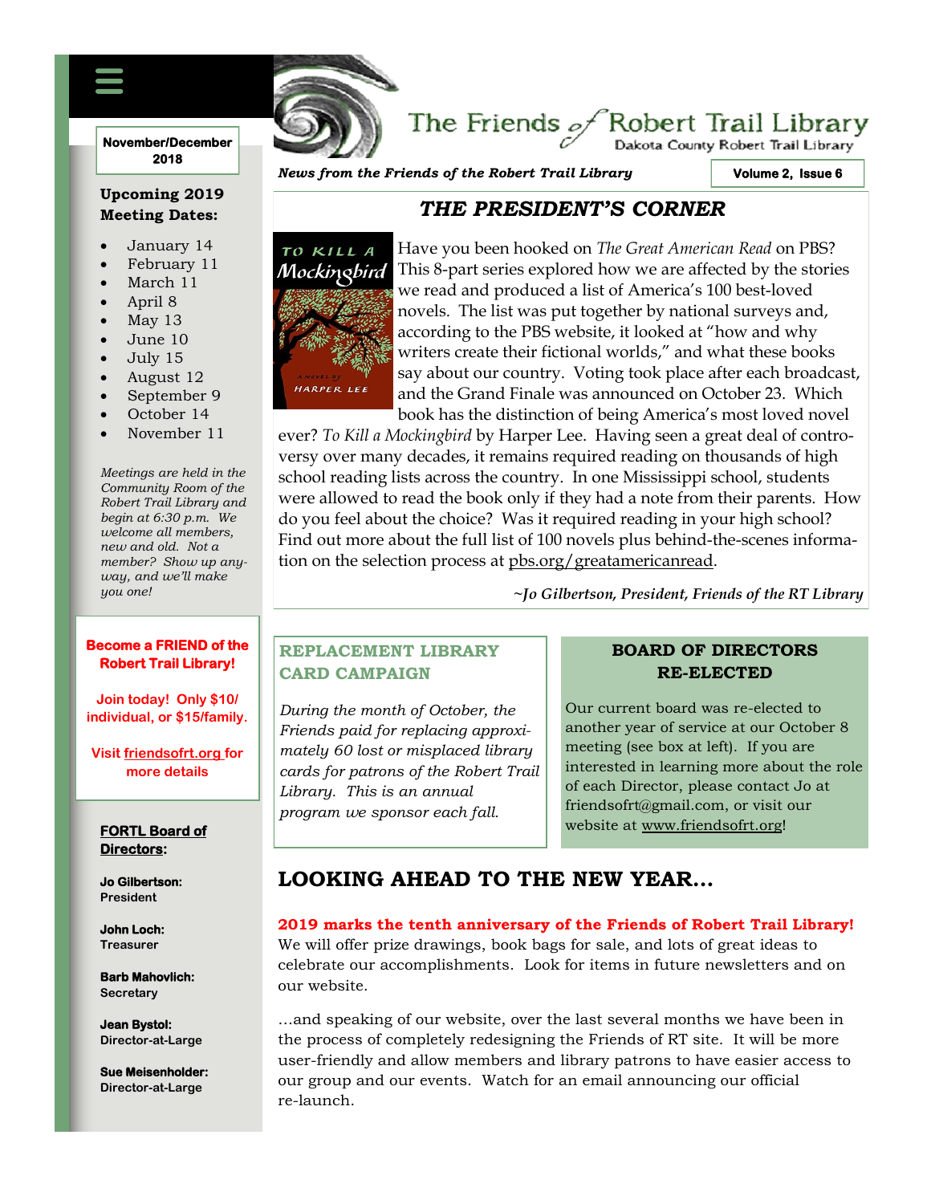# The Friends of Robert Trail Library

Dakota County Robert Trail Library

*News from the Friends of the Robert Trail Library*

**November/December 2018** | **Volume 2, Issue 6**

## THE PRESIDENT'S CORNER

Have you been hooked on *The Great American Read* on PBS? This 8-part series explored how we are affected by the stories we read and produced a list of America's 100 best-loved novels. The list was put together by national surveys and, according to the PBS website, it looked at "how and why writers create their fictional worlds," and what these books say about our country. Voting took place after each broadcast, and the Grand Finale was announced on October 23. Which book has the distinction of being America's most loved novel ever? *To Kill a Mockingbird* by Harper Lee. Having seen a great deal of controversy over many decades, it remains required reading on thousands of high school reading lists across the country. In one Mississippi school, students were allowed to read the book only if they had a note from their parents. How do you feel about the choice? Was it required reading in your high school? Find out more about the full list of 100 novels plus behind-the-scenes information on the selection process at pbs.org/greatamericanread.

*~Jo Gilbertson, President, Friends of the RT Library*

## REPLACEMENT LIBRARY CARD CAMPAIGN

*During the month of October, the Friends paid for replacing approximately 60 lost or misplaced library cards for patrons of the Robert Trail Library. This is an annual program we sponsor each fall.*

## BOARD OF DIRECTORS RE-ELECTED

Our current board was re-elected to another year of service at our October 8 meeting (see box at left). If you are interested in learning more about the role of each Director, please contact Jo at friendsofrt@gmail.com, or visit our website at www.friendsofrt.org!

## LOOKING AHEAD TO THE NEW YEAR…

**2019 marks the tenth anniversary of the Friends of Robert Trail Library!** We will offer prize drawings, book bags for sale, and lots of great ideas to celebrate our accomplishments. Look for items in future newsletters and on our website.

…and speaking of our website, over the last several months we have been in the process of completely redesigning the Friends of RT site. It will be more user-friendly and allow members and library patrons to have easier access to our group and our events. Watch for an email announcing our official re-launch.

---

### Upcoming 2019 Meeting Dates:

- January 14
- February 11
- March 11
- April 8
- May 13
- June 10
- July 15
- August 12
- September 9
- October 14
- November 11

*Meetings are held in the Community Room of the Robert Trail Library and begin at 6:30 p.m. We welcome all members, new and old. Not a member? Show up anyway, and we'll make you one!*

**Become a FRIEND of the Robert Trail Library!**

**Join today! Only $10/ individual, or $15/family.**

**Visit friendsofrt.org for more details**

### FORTL Board of Directors:

**Jo Gilbertson:** President

**John Loch:** Treasurer

**Barb Mahovlich:** Secretary

**Jean Bystol:** Director-at-Large

**Sue Meisenholder:** Director-at-Large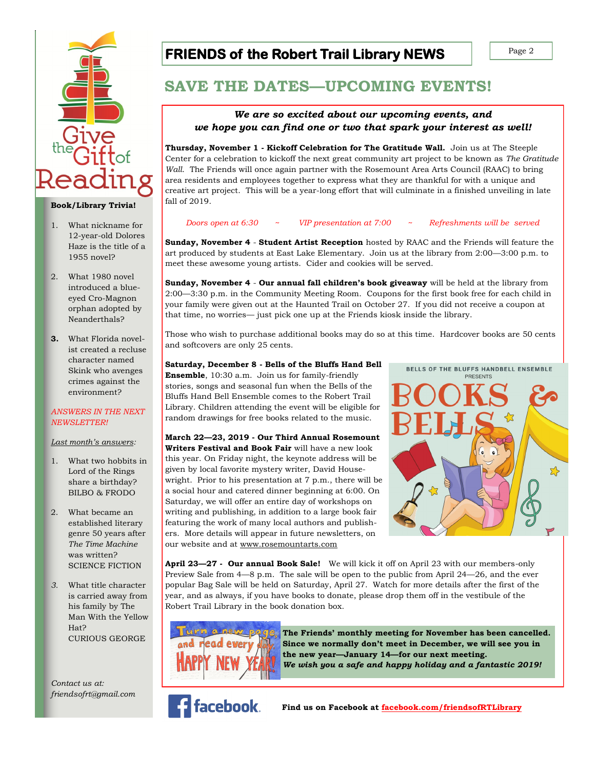# FRIENDS of the Robert Trail Library NEWS

## SAVE THE DATES—UPCOMING EVENTS!

***We are so excited about our upcoming events, and we hope you can find one or two that spark your interest as well!***

**Thursday, November 1 - Kickoff Celebration for The Gratitude Wall.** Join us at The Steeple Center for a celebration to kickoff the next great community art project to be known as *The Gratitude Wall.* The Friends will once again partner with the Rosemount Area Arts Council (RAAC) to bring area residents and employees together to express what they are thankful for with a unique and creative art project. This will be a year-long effort that will culminate in a finished unveiling in late fall of 2019.

*Doors open at 6:30 ~ VIP presentation at 7:00 ~ Refreshments will be served*

**Sunday, November 4** - **Student Artist Reception** hosted by RAAC and the Friends will feature the art produced by students at East Lake Elementary. Join us at the library from 2:00—3:00 p.m. to meet these awesome young artists. Cider and cookies will be served.

**Sunday, November 4** - **Our annual fall children's book giveaway** will be held at the library from 2:00—3:30 p.m. in the Community Meeting Room. Coupons for the first book free for each child in your family were given out at the Haunted Trail on October 27. If you did not receive a coupon at that time, no worries— just pick one up at the Friends kiosk inside the library.

Those who wish to purchase additional books may do so at this time. Hardcover books are 50 cents and softcovers are only 25 cents.

**Saturday, December 8 - Bells of the Bluffs Hand Bell Ensemble**, 10:30 a.m. Join us for family-friendly stories, songs and seasonal fun when the Bells of the Bluffs Hand Bell Ensemble comes to the Robert Trail Library. Children attending the event will be eligible for random drawings for free books related to the music.

BELLS OF THE BLUFFS HANDBELL ENSEMBLE PRESENTS BOOKS & BELLS

**March 22—23, 2019 - Our Third Annual Rosemount Writers Festival and Book Fair** will have a new look this year. On Friday night, the keynote address will be given by local favorite mystery writer, David Housewright. Prior to his presentation at 7 p.m., there will be a social hour and catered dinner beginning at 6:00. On Saturday, we will offer an entire day of workshops on writing and publishing, in addition to a large book fair featuring the work of many local authors and publishers. More details will appear in future newsletters, on our website and at www.rosemountarts.com

**April 23—27 - Our annual Book Sale!** We will kick it off on April 23 with our members-only Preview Sale from 4—8 p.m. The sale will be open to the public from April 24—26, and the ever popular Bag Sale will be held on Saturday, April 27. Watch for more details after the first of the year, and as always, if you have books to donate, please drop them off in the vestibule of the Robert Trail Library in the book donation box.

Turn a new page, and read every day. HAPPY NEW YEAR!

**The Friends' monthly meeting for November has been cancelled. Since we normally don't meet in December, we will see you in the new year—January 14—for our next meeting.**
***We wish you a safe and happy holiday and a fantastic 2019!***

facebook **Find us on Facebook at facebook.com/friendsofRTLibrary**

---

Give the Gift of Reading

**Book/Library Trivia!**

1. What nickname for 12-year-old Dolores Haze is the title of a 1955 novel?
2. What 1980 novel introduced a blue-eyed Cro-Magnon orphan adopted by Neanderthals?
3. What Florida novelist created a recluse character named Skink who avenges crimes against the environment?

*ANSWERS IN THE NEXT NEWSLETTER!*

*Last month's answers:*

1. What two hobbits in Lord of the Rings share a birthday? BILBO & FRODO
2. What became an established literary genre some 50 years after *The Time Machine* was written? SCIENCE FICTION
3. What title character is carried away from his family by The Man With the Yellow Hat? CURIOUS GEORGE

*Contact us at: friendsofrt@gmail.com*